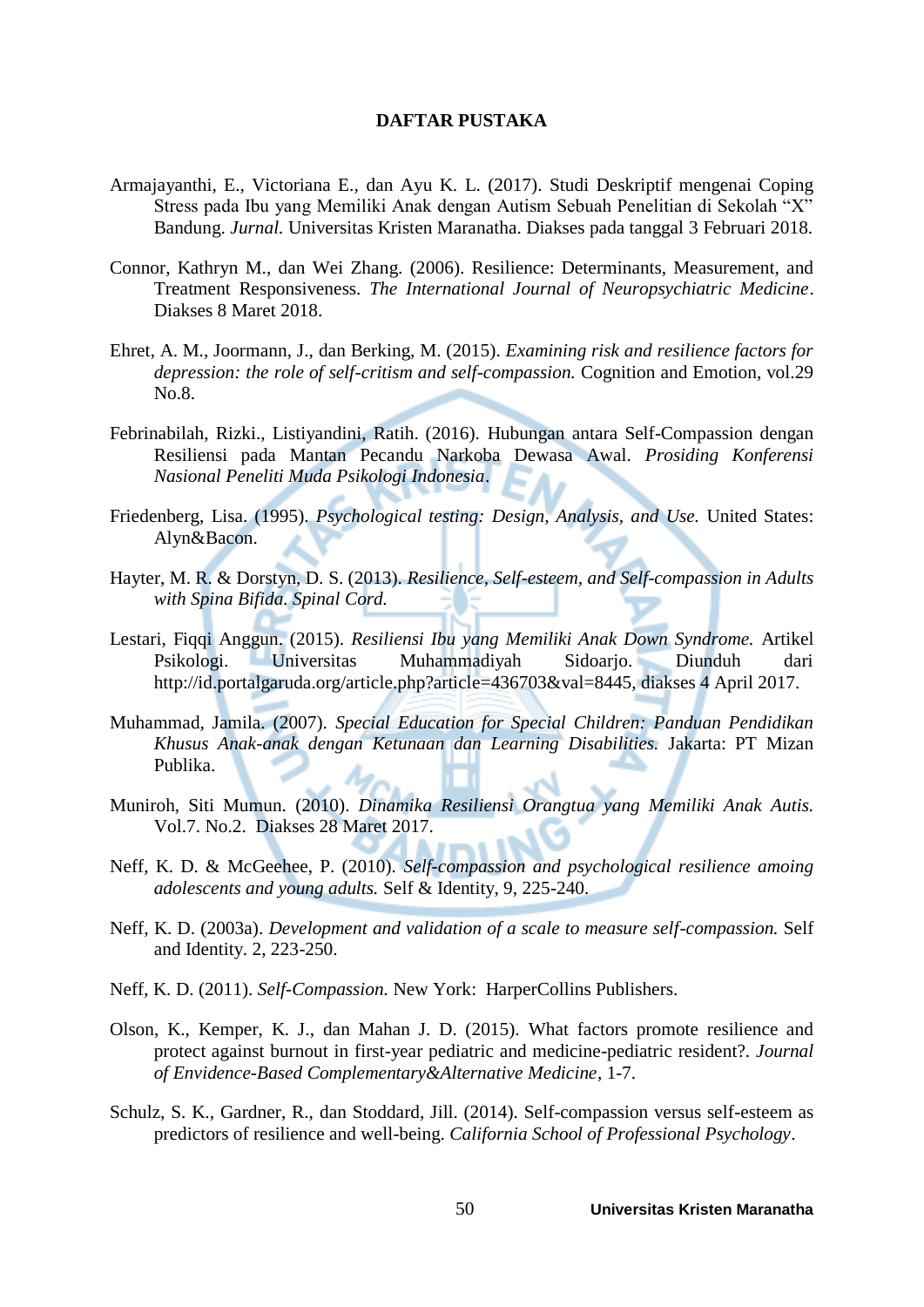# DAFTAR PUSTAKA

Armajayanthi, E., Victoriana E., dan Ayu K. L. (2017). Studi Deskriptif mengenai Coping Stress pada Ibu yang Memiliki Anak dengan Autism Sebuah Penelitian di Sekolah "X" Bandung. *Jurnal.* Universitas Kristen Maranatha. Diakses pada tanggal 3 Februari 2018.

Connor, Kathryn M., dan Wei Zhang. (2006). Resilience: Determinants, Measurement, and Treatment Responsiveness. *The International Journal of Neuropsychiatric Medicine*. Diakses 8 Maret 2018.

Ehret, A. M., Joormann, J., dan Berking, M. (2015). *Examining risk and resilience factors for depression: the role of self-critism and self-compassion.* Cognition and Emotion, vol.29 No.8.

Febrinabilah, Rizki., Listiyandini, Ratih. (2016). Hubungan antara Self-Compassion dengan Resiliensi pada Mantan Pecandu Narkoba Dewasa Awal. *Prosiding Konferensi Nasional Peneliti Muda Psikologi Indonesia*.

Friedenberg, Lisa. (1995). *Psychological testing: Design, Analysis, and Use.* United States: Alyn&Bacon.

Hayter, M. R. & Dorstyn, D. S. (2013). *Resilience, Self-esteem, and Self-compassion in Adults with Spina Bifida. Spinal Cord.*

Lestari, Fiqqi Anggun. (2015). *Resiliensi Ibu yang Memiliki Anak Down Syndrome.* Artikel Psikologi. Universitas Muhammadiyah Sidoarjo. Diunduh dari http://id.portalgaruda.org/article.php?article=436703&val=8445, diakses 4 April 2017.

Muhammad, Jamila. (2007). *Special Education for Special Children: Panduan Pendidikan Khusus Anak-anak dengan Ketunaan dan Learning Disabilities.* Jakarta: PT Mizan Publika.

Muniroh, Siti Mumun. (2010). *Dinamika Resiliensi Orangtua yang Memiliki Anak Autis.* Vol.7. No.2. Diakses 28 Maret 2017.

Neff, K. D. & McGeehee, P. (2010). *Self-compassion and psychological resilience amoing adolescents and young adults.* Self & Identity, 9, 225-240.

Neff, K. D. (2003a). *Development and validation of a scale to measure self-compassion.* Self and Identity. 2, 223-250.

Neff, K. D. (2011). *Self-Compassion.* New York: HarperCollins Publishers.

Olson, K., Kemper, K. J., dan Mahan J. D. (2015). What factors promote resilience and protect against burnout in first-year pediatric and medicine-pediatric resident?. *Journal of Envidence-Based Complementary&Alternative Medicine*, 1-7.

Schulz, S. K., Gardner, R., dan Stoddard, Jill. (2014). Self-compassion versus self-esteem as predictors of resilience and well-being. *California School of Professional Psychology*.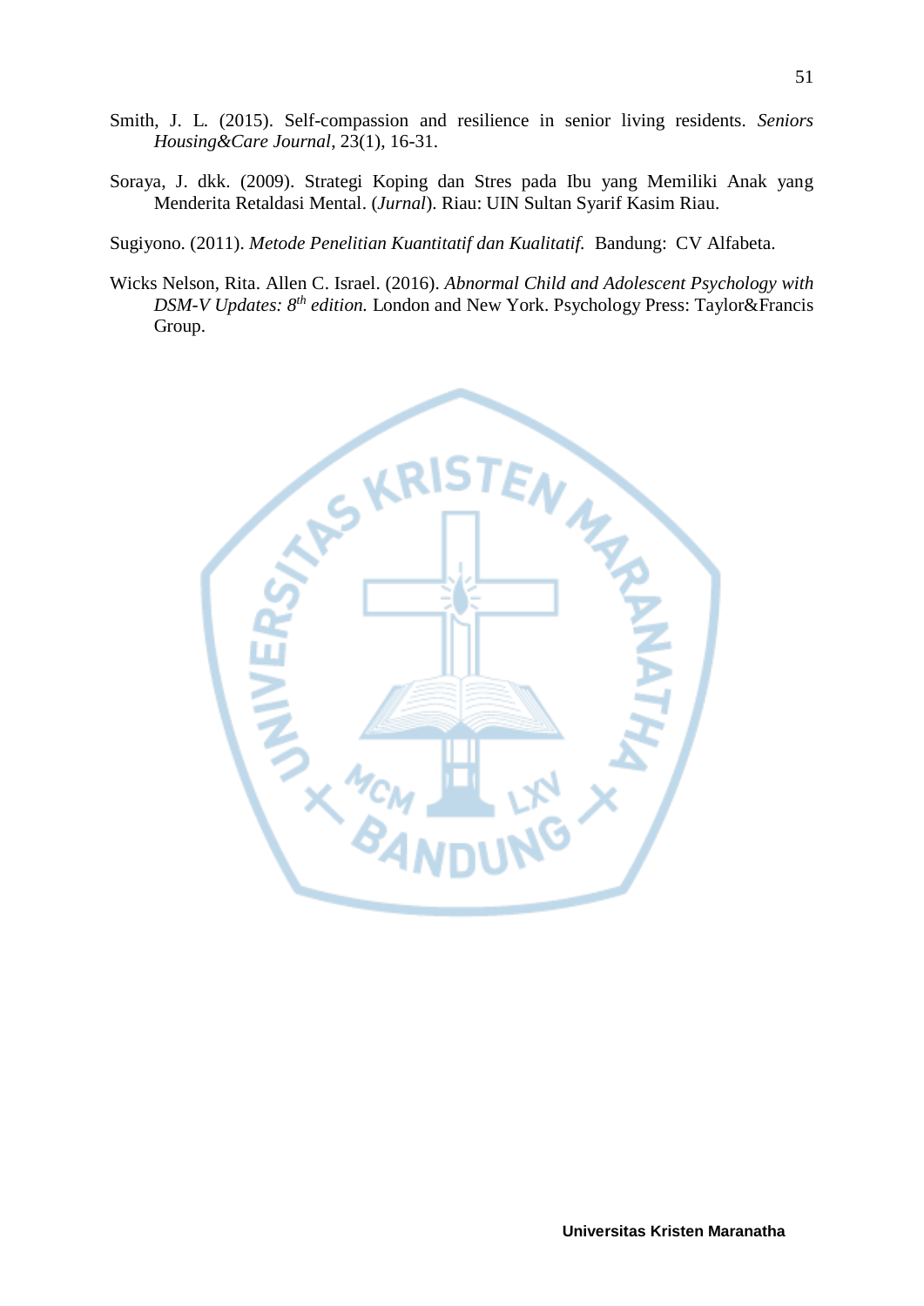Smith, J. L. (2015). Self-compassion and resilience in senior living residents. *Seniors Housing&Care Journal*, 23(1), 16-31.

Soraya, J. dkk. (2009). Strategi Koping dan Stres pada Ibu yang Memiliki Anak yang Menderita Retaldasi Mental. (*Jurnal*). Riau: UIN Sultan Syarif Kasim Riau.

Sugiyono. (2011). *Metode Penelitian Kuantitatif dan Kualitatif.* Bandung: CV Alfabeta.

Wicks Nelson, Rita. Allen C. Israel. (2016). *Abnormal Child and Adolescent Psychology with DSM-V Updates: 8th edition.* London and New York. Psychology Press: Taylor&Francis Group.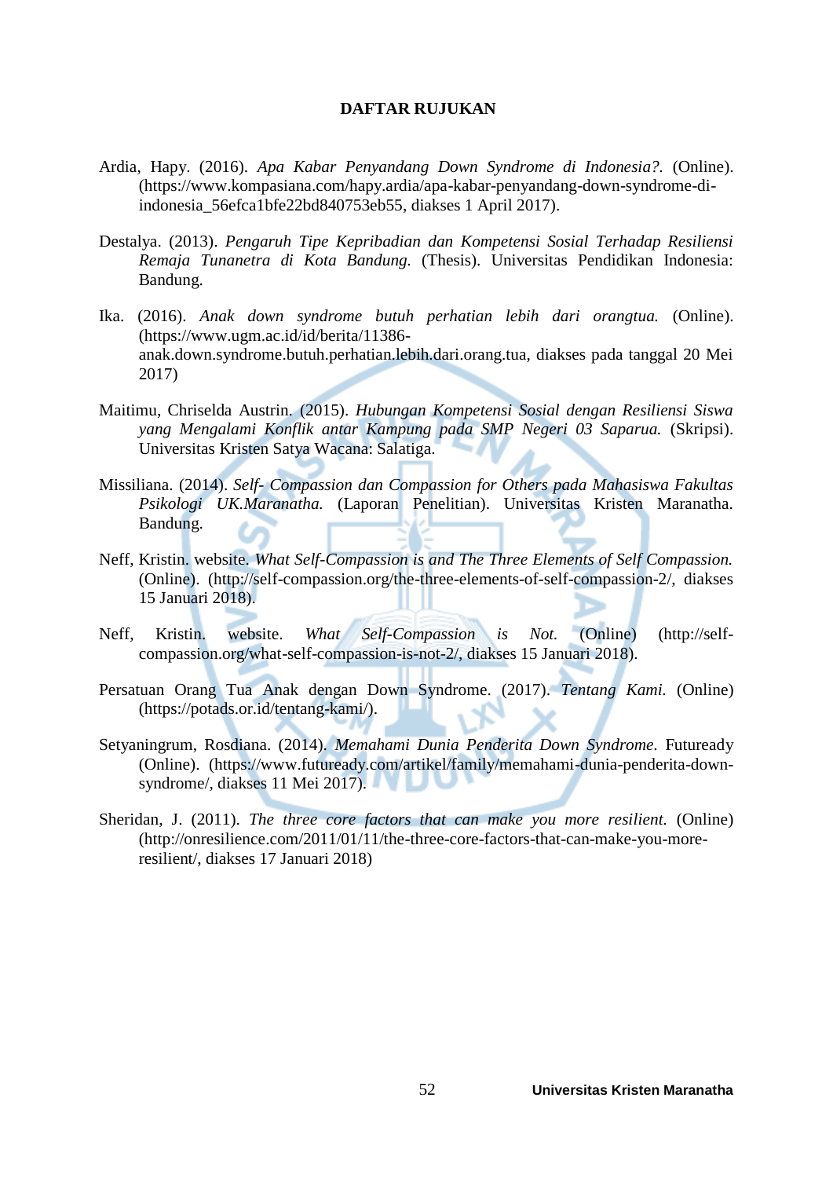# DAFTAR RUJUKAN

Ardia, Hapy. (2016). *Apa Kabar Penyandang Down Syndrome di Indonesia?.* (Online). (https://www.kompasiana.com/hapy.ardia/apa-kabar-penyandang-down-syndrome-di-indonesia_56efca1bfe22bd840753eb55, diakses 1 April 2017).

Destalya. (2013). *Pengaruh Tipe Kepribadian dan Kompetensi Sosial Terhadap Resiliensi Remaja Tunanetra di Kota Bandung.* (Thesis). Universitas Pendidikan Indonesia: Bandung.

Ika. (2016). *Anak down syndrome butuh perhatian lebih dari orangtua.* (Online). (https://www.ugm.ac.id/id/berita/11386-anak.down.syndrome.butuh.perhatian.lebih.dari.orang.tua, diakses pada tanggal 20 Mei 2017)

Maitimu, Chriselda Austrin. (2015). *Hubungan Kompetensi Sosial dengan Resiliensi Siswa yang Mengalami Konflik antar Kampung pada SMP Negeri 03 Saparua.* (Skripsi). Universitas Kristen Satya Wacana: Salatiga.

Missiliana. (2014). *Self- Compassion dan Compassion for Others pada Mahasiswa Fakultas Psikologi UK.Maranatha.* (Laporan Penelitian). Universitas Kristen Maranatha. Bandung.

Neff, Kristin. website. *What Self-Compassion is and The Three Elements of Self Compassion.* (Online). (http://self-compassion.org/the-three-elements-of-self-compassion-2/, diakses 15 Januari 2018).

Neff, Kristin. website. *What Self-Compassion is Not.* (Online) (http://self-compassion.org/what-self-compassion-is-not-2/, diakses 15 Januari 2018).

Persatuan Orang Tua Anak dengan Down Syndrome. (2017). *Tentang Kami.* (Online) (https://potads.or.id/tentang-kami/).

Setyaningrum, Rosdiana. (2014). *Memahami Dunia Penderita Down Syndrome.* Futuready (Online). (https://www.futuready.com/artikel/family/memahami-dunia-penderita-down-syndrome/, diakses 11 Mei 2017).

Sheridan, J. (2011). *The three core factors that can make you more resilient.* (Online) (http://onresilience.com/2011/01/11/the-three-core-factors-that-can-make-you-more-resilient/, diakses 17 Januari 2018)